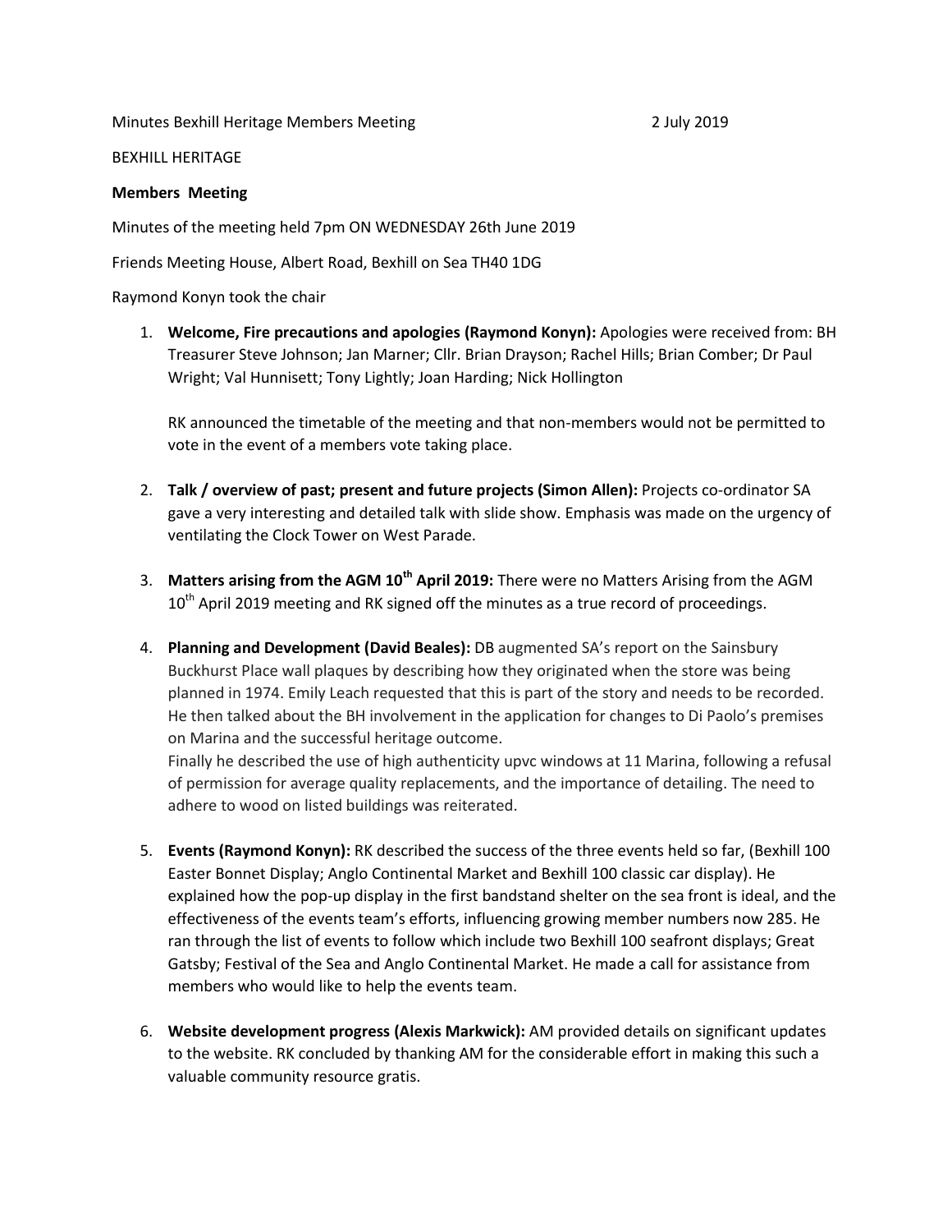Minutes Bexhill Heritage Members Meeting 2 July 2019

BEXHILL HERITAGE

**Members Meeting**

Minutes of the meeting held 7pm ON WEDNESDAY 26th June 2019

Friends Meeting House, Albert Road, Bexhill on Sea TH40 1DG

Raymond Konyn took the chair

1. **Welcome, Fire precautions and apologies (Raymond Konyn):** Apologies were received from: BH Treasurer Steve Johnson; Jan Marner; Cllr. Brian Drayson; Rachel Hills; Brian Comber; Dr Paul Wright; Val Hunnisett; Tony Lightly; Joan Harding; Nick Hollington

   RK announced the timetable of the meeting and that non-members would not be permitted to vote in the event of a members vote taking place.

2. **Talk / overview of past; present and future projects (Simon Allen):** Projects co-ordinator SA gave a very interesting and detailed talk with slide show. Emphasis was made on the urgency of ventilating the Clock Tower on West Parade.

3. **Matters arising from the AGM 10th April 2019:** There were no Matters Arising from the AGM 10th April 2019 meeting and RK signed off the minutes as a true record of proceedings.

4. **Planning and Development (David Beales):** DB augmented SA's report on the Sainsbury Buckhurst Place wall plaques by describing how they originated when the store was being planned in 1974. Emily Leach requested that this is part of the story and needs to be recorded. He then talked about the BH involvement in the application for changes to Di Paolo's premises on Marina and the successful heritage outcome.
   Finally he described the use of high authenticity upvc windows at 11 Marina, following a refusal of permission for average quality replacements, and the importance of detailing. The need to adhere to wood on listed buildings was reiterated.

5. **Events (Raymond Konyn):** RK described the success of the three events held so far, (Bexhill 100 Easter Bonnet Display; Anglo Continental Market and Bexhill 100 classic car display). He explained how the pop-up display in the first bandstand shelter on the sea front is ideal, and the effectiveness of the events team's efforts, influencing growing member numbers now 285. He ran through the list of events to follow which include two Bexhill 100 seafront displays; Great Gatsby; Festival of the Sea and Anglo Continental Market. He made a call for assistance from members who would like to help the events team.

6. **Website development progress (Alexis Markwick):** AM provided details on significant updates to the website. RK concluded by thanking AM for the considerable effort in making this such a valuable community resource gratis.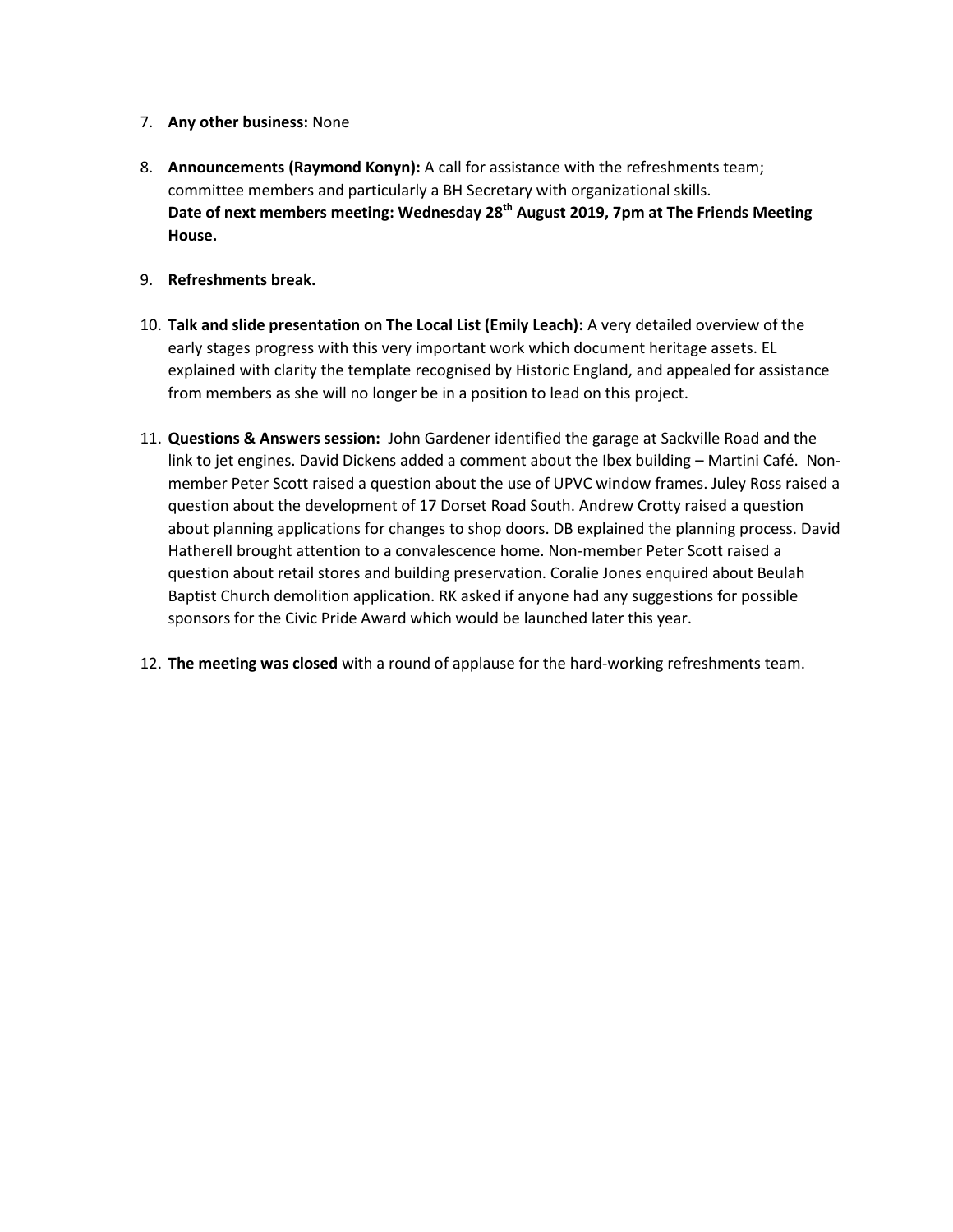7. **Any other business:** None

8. **Announcements (Raymond Konyn):** A call for assistance with the refreshments team; committee members and particularly a BH Secretary with organizational skills.
   **Date of next members meeting: Wednesday 28th August 2019, 7pm at The Friends Meeting House.**

9. **Refreshments break.**

10. **Talk and slide presentation on The Local List (Emily Leach):** A very detailed overview of the early stages progress with this very important work which document heritage assets. EL explained with clarity the template recognised by Historic England, and appealed for assistance from members as she will no longer be in a position to lead on this project.

11. **Questions & Answers session:** John Gardener identified the garage at Sackville Road and the link to jet engines. David Dickens added a comment about the Ibex building – Martini Café. Non-member Peter Scott raised a question about the use of UPVC window frames. Juley Ross raised a question about the development of 17 Dorset Road South. Andrew Crotty raised a question about planning applications for changes to shop doors. DB explained the planning process. David Hatherell brought attention to a convalescence home. Non-member Peter Scott raised a question about retail stores and building preservation. Coralie Jones enquired about Beulah Baptist Church demolition application. RK asked if anyone had any suggestions for possible sponsors for the Civic Pride Award which would be launched later this year.

12. **The meeting was closed** with a round of applause for the hard-working refreshments team.